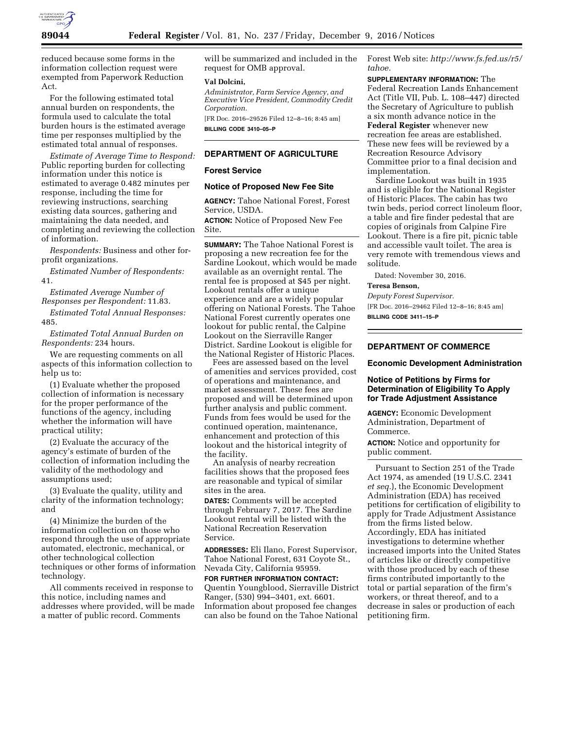reduced because some forms in the information collection request were exempted from Paperwork Reduction Act.

For the following estimated total annual burden on respondents, the formula used to calculate the total burden hours is the estimated average time per responses multiplied by the estimated total annual of responses.

*Estimate of Average Time to Respond:* Public reporting burden for collecting information under this notice is estimated to average 0.482 minutes per response, including the time for reviewing instructions, searching existing data sources, gathering and maintaining the data needed, and completing and reviewing the collection of information.

*Respondents:* Business and other for-profit organizations.

*Estimated Number of Respondents:* 41.

*Estimated Average Number of Responses per Respondent:* 11.83.

*Estimated Total Annual Responses:* 485.

*Estimated Total Annual Burden on Respondents:* 234 hours.

We are requesting comments on all aspects of this information collection to help us to:

(1) Evaluate whether the proposed collection of information is necessary for the proper performance of the functions of the agency, including whether the information will have practical utility;

(2) Evaluate the accuracy of the agency's estimate of burden of the collection of information including the validity of the methodology and assumptions used;

(3) Evaluate the quality, utility and clarity of the information technology; and

(4) Minimize the burden of the information collection on those who respond through the use of appropriate automated, electronic, mechanical, or other technological collection techniques or other forms of information technology.

All comments received in response to this notice, including names and addresses where provided, will be made a matter of public record. Comments will be summarized and included in the request for OMB approval.

**Val Dolcini,**

*Administrator, Farm Service Agency, and Executive Vice President, Commodity Credit Corporation.*

[FR Doc. 2016–29526 Filed 12–8–16; 8:45 am]

**BILLING CODE 3410–05–P**

## DEPARTMENT OF AGRICULTURE

### Forest Service

### Notice of Proposed New Fee Site

**AGENCY:** Tahoe National Forest, Forest Service, USDA.

**ACTION:** Notice of Proposed New Fee Site.

**SUMMARY:** The Tahoe National Forest is proposing a new recreation fee for the Sardine Lookout, which would be made available as an overnight rental. The rental fee is proposed at $45 per night. Lookout rentals offer a unique experience and are a widely popular offering on National Forests. The Tahoe National Forest currently operates one lookout for public rental, the Calpine Lookout on the Sierraville Ranger District. Sardine Lookout is eligible for the National Register of Historic Places.

Fees are assessed based on the level of amenities and services provided, cost of operations and maintenance, and market assessment. These fees are proposed and will be determined upon further analysis and public comment. Funds from fees would be used for the continued operation, maintenance, enhancement and protection of this lookout and the historical integrity of the facility.

An analysis of nearby recreation facilities shows that the proposed fees are reasonable and typical of similar sites in the area.

**DATES:** Comments will be accepted through February 7, 2017. The Sardine Lookout rental will be listed with the National Recreation Reservation Service.

**ADDRESSES:** Eli Ilano, Forest Supervisor, Tahoe National Forest, 631 Coyote St., Nevada City, California 95959.

**FOR FURTHER INFORMATION CONTACT:** Quentin Youngblood, Sierraville District Ranger, (530) 994–3401, ext. 6601. Information about proposed fee changes can also be found on the Tahoe National Forest Web site: *http://www.fs.fed.us/r5/tahoe.*

**SUPPLEMENTARY INFORMATION:** The Federal Recreation Lands Enhancement Act (Title VII, Pub. L. 108–447) directed the Secretary of Agriculture to publish a six month advance notice in the **Federal Register** whenever new recreation fee areas are established. These new fees will be reviewed by a Recreation Resource Advisory Committee prior to a final decision and implementation.

Sardine Lookout was built in 1935 and is eligible for the National Register of Historic Places. The cabin has two twin beds, period correct linoleum floor, a table and fire finder pedestal that are copies of originals from Calpine Fire Lookout. There is a fire pit, picnic table and accessible vault toilet. The area is very remote with tremendous views and solitude.

Dated: November 30, 2016.

**Teresa Benson,**

*Deputy Forest Supervisor.*

[FR Doc. 2016–29462 Filed 12–8–16; 8:45 am]

**BILLING CODE 3411–15–P**

## DEPARTMENT OF COMMERCE

### Economic Development Administration

### Notice of Petitions by Firms for Determination of Eligibility To Apply for Trade Adjustment Assistance

**AGENCY:** Economic Development Administration, Department of Commerce.

**ACTION:** Notice and opportunity for public comment.

Pursuant to Section 251 of the Trade Act 1974, as amended (19 U.S.C. 2341 *et seq.*), the Economic Development Administration (EDA) has received petitions for certification of eligibility to apply for Trade Adjustment Assistance from the firms listed below. Accordingly, EDA has initiated investigations to determine whether increased imports into the United States of articles like or directly competitive with those produced by each of these firms contributed importantly to the total or partial separation of the firm's workers, or threat thereof, and to a decrease in sales or production of each petitioning firm.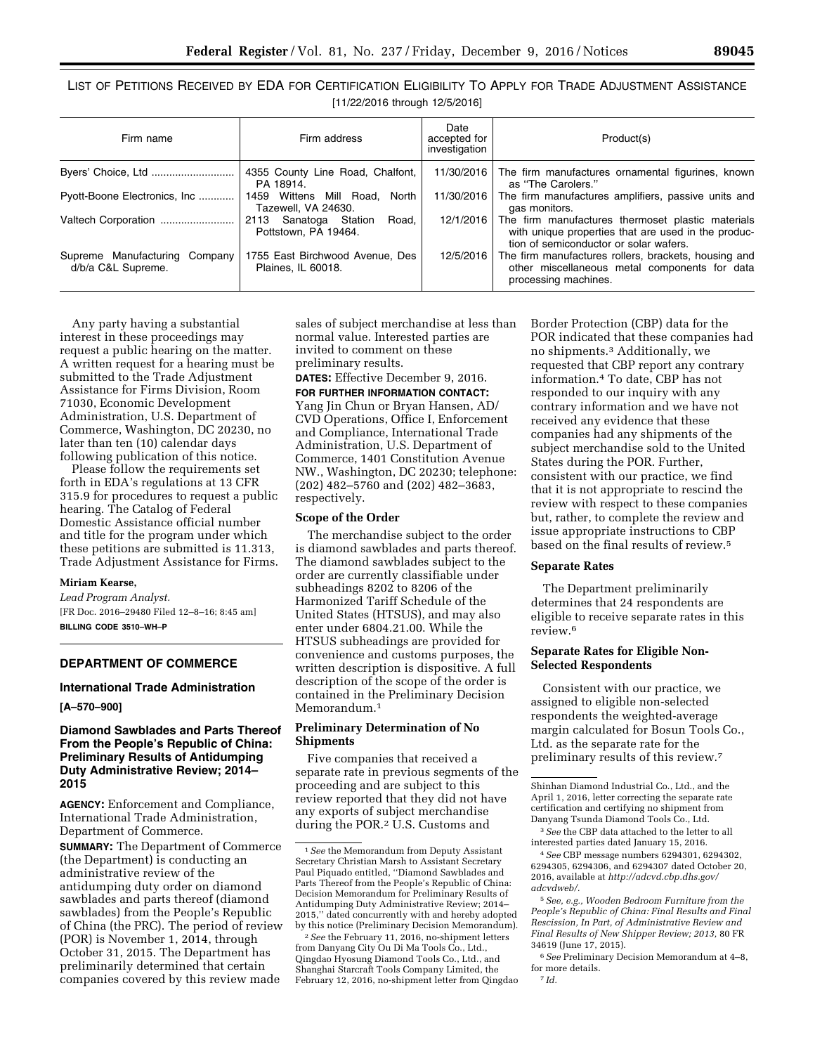LIST OF PETITIONS RECEIVED BY EDA FOR CERTIFICATION ELIGIBILITY TO APPLY FOR TRADE ADJUSTMENT ASSISTANCE

[11/22/2016 through 12/5/2016]

| Firm name | Firm address | Date accepted for investigation | Product(s) |
| --- | --- | --- | --- |
| Byers' Choice, Ltd | 4355 County Line Road, Chalfont, PA 18914. | 11/30/2016 | The firm manufactures ornamental figurines, known as "The Carolers." |
| Pyott-Boone Electronics, Inc | 1459 Wittens Mill Road, North Tazewell, VA 24630. | 11/30/2016 | The firm manufactures amplifiers, passive units and gas monitors. |
| Valtech Corporation | 2113 Sanatoga Station Road, Pottstown, PA 19464. | 12/1/2016 | The firm manufactures thermoset plastic materials with unique properties that are used in the production of semiconductor or solar wafers. |
| Supreme Manufacturing Company d/b/a C&L Supreme. | 1755 East Birchwood Avenue, Des Plaines, IL 60018. | 12/5/2016 | The firm manufactures rollers, brackets, housing and other miscellaneous metal components for data processing machines. |

Any party having a substantial interest in these proceedings may request a public hearing on the matter. A written request for a hearing must be submitted to the Trade Adjustment Assistance for Firms Division, Room 71030, Economic Development Administration, U.S. Department of Commerce, Washington, DC 20230, no later than ten (10) calendar days following publication of this notice.

Please follow the requirements set forth in EDA's regulations at 13 CFR 315.9 for procedures to request a public hearing. The Catalog of Federal Domestic Assistance official number and title for the program under which these petitions are submitted is 11.313, Trade Adjustment Assistance for Firms.

**Miriam Kearse,**

*Lead Program Analyst.*

[FR Doc. 2016–29480 Filed 12–8–16; 8:45 am]

**BILLING CODE 3510–WH–P**

## DEPARTMENT OF COMMERCE

### International Trade Administration

**[A–570–900]**

### Diamond Sawblades and Parts Thereof From the People's Republic of China: Preliminary Results of Antidumping Duty Administrative Review; 2014–2015

**AGENCY:** Enforcement and Compliance, International Trade Administration, Department of Commerce.

**SUMMARY:** The Department of Commerce (the Department) is conducting an administrative review of the antidumping duty order on diamond sawblades and parts thereof (diamond sawblades) from the People's Republic of China (the PRC). The period of review (POR) is November 1, 2014, through October 31, 2015. The Department has preliminarily determined that certain companies covered by this review made sales of subject merchandise at less than normal value. Interested parties are invited to comment on these preliminary results.

**DATES:** Effective December 9, 2016.

**FOR FURTHER INFORMATION CONTACT:** Yang Jin Chun or Bryan Hansen, AD/CVD Operations, Office I, Enforcement and Compliance, International Trade Administration, U.S. Department of Commerce, 1401 Constitution Avenue NW., Washington, DC 20230; telephone: (202) 482–5760 and (202) 482–3683, respectively.

**Scope of the Order**

The merchandise subject to the order is diamond sawblades and parts thereof. The diamond sawblades subject to the order are currently classifiable under subheadings 8202 to 8206 of the Harmonized Tariff Schedule of the United States (HTSUS), and may also enter under 6804.21.00. While the HTSUS subheadings are provided for convenience and customs purposes, the written description is dispositive. A full description of the scope of the order is contained in the Preliminary Decision Memorandum.[1]

**Preliminary Determination of No Shipments**

Five companies that received a separate rate in previous segments of the proceeding and are subject to this review reported that they did not have any exports of subject merchandise during the POR.[2] U.S. Customs and Border Protection (CBP) data for the POR indicated that these companies had no shipments.[3] Additionally, we requested that CBP report any contrary information.[4] To date, CBP has not responded to our inquiry with any contrary information and we have not received any evidence that these companies had any shipments of the subject merchandise sold to the United States during the POR. Further, consistent with our practice, we find that it is not appropriate to rescind the review with respect to these companies but, rather, to complete the review and issue appropriate instructions to CBP based on the final results of review.[5]

**Separate Rates**

The Department preliminarily determines that 24 respondents are eligible to receive separate rates in this review.[6]

**Separate Rates for Eligible Non-Selected Respondents**

Consistent with our practice, we assigned to eligible non-selected respondents the weighted-average margin calculated for Bosun Tools Co., Ltd. as the separate rate for the preliminary results of this review.[7]

[1] *See* the Memorandum from Deputy Assistant Secretary Christian Marsh to Assistant Secretary Paul Piquado entitled, "Diamond Sawblades and Parts Thereof from the People's Republic of China: Decision Memorandum for Preliminary Results of Antidumping Duty Administrative Review; 2014–2015," dated concurrently with and hereby adopted by this notice (Preliminary Decision Memorandum).

[2] *See* the February 11, 2016, no-shipment letters from Danyang City Ou Di Ma Tools Co., Ltd., Qingdao Hyosung Diamond Tools Co., Ltd., and Shanghai Starcraft Tools Company Limited, the February 12, 2016, no-shipment letter from Qingdao Shinhan Diamond Industrial Co., Ltd., and the April 1, 2016, letter correcting the separate rate certification and certifying no shipment from Danyang Tsunda Diamond Tools Co., Ltd.

[3] *See* the CBP data attached to the letter to all interested parties dated January 15, 2016.

[4] *See* CBP message numbers 6294301, 6294302, 6294305, 6294306, and 6294307 dated October 20, 2016, available at *http://adcvd.cbp.dhs.gov/adcvdweb/*.

[5] *See, e.g., Wooden Bedroom Furniture from the People's Republic of China: Final Results and Final Rescission, In Part, of Administrative Review and Final Results of New Shipper Review; 2013,* 80 FR 34619 (June 17, 2015).

[6] *See* Preliminary Decision Memorandum at 4–8, for more details.

[7] *Id.*